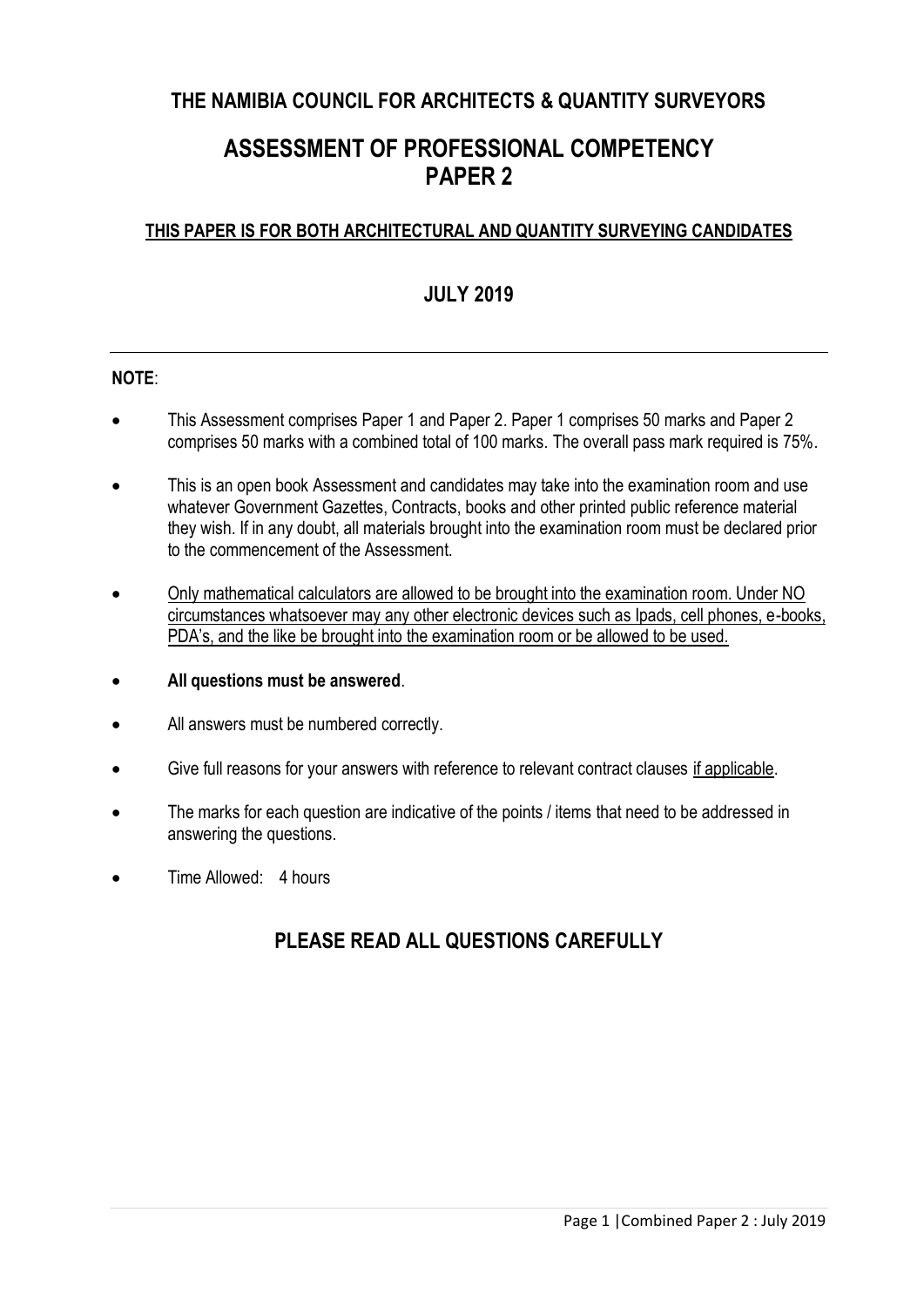## THE NAMIBIA COUNCIL FOR ARCHITECTS & QUANTITY SURVEYORS

# ASSESSMENT OF PROFESSIONAL COMPETENCY PAPER 2

**<u>THIS PAPER IS FOR BOTH ARCHITECTURAL AND QUANTITY SURVEYING CANDIDATES</u>**

## JULY 2019

---

**NOTE**:

- This Assessment comprises Paper 1 and Paper 2. Paper 1 comprises 50 marks and Paper 2 comprises 50 marks with a combined total of 100 marks. The overall pass mark required is 75%.
- This is an open book Assessment and candidates may take into the examination room and use whatever Government Gazettes, Contracts, books and other printed public reference material they wish. If in any doubt, all materials brought into the examination room must be declared prior to the commencement of the Assessment.
- <u>Only mathematical calculators are allowed to be brought into the examination room. Under NO circumstances whatsoever may any other electronic devices such as Ipads, cell phones, e-books, PDA's, and the like be brought into the examination room or be allowed to be used.</u>
- **All questions must be answered**.
- All answers must be numbered correctly.
- Give full reasons for your answers with reference to relevant contract clauses <u>if applicable</u>.
- The marks for each question are indicative of the points / items that need to be addressed in answering the questions.
- Time Allowed: 4 hours

## PLEASE READ ALL QUESTIONS CAREFULLY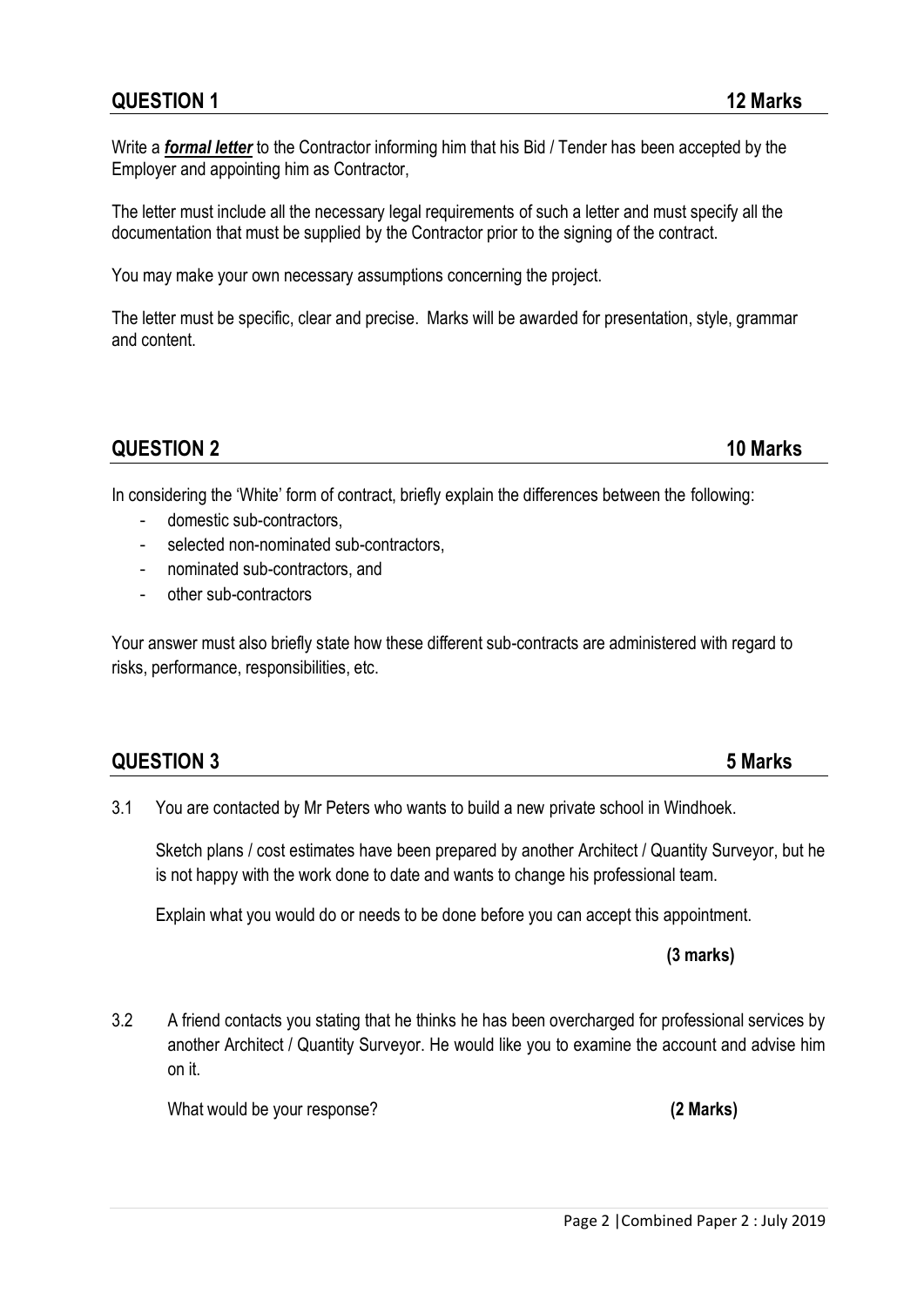## QUESTION 1 12 Marks

Write a ***formal letter*** to the Contractor informing him that his Bid / Tender has been accepted by the Employer and appointing him as Contractor,

The letter must include all the necessary legal requirements of such a letter and must specify all the documentation that must be supplied by the Contractor prior to the signing of the contract.

You may make your own necessary assumptions concerning the project.

The letter must be specific, clear and precise. Marks will be awarded for presentation, style, grammar and content.

## QUESTION 2 10 Marks

In considering the 'White' form of contract, briefly explain the differences between the following:

- domestic sub-contractors,
- selected non-nominated sub-contractors,
- nominated sub-contractors, and
- other sub-contractors

Your answer must also briefly state how these different sub-contracts are administered with regard to risks, performance, responsibilities, etc.

## QUESTION 3 5 Marks

3.1 You are contacted by Mr Peters who wants to build a new private school in Windhoek.

Sketch plans / cost estimates have been prepared by another Architect / Quantity Surveyor, but he is not happy with the work done to date and wants to change his professional team.

Explain what you would do or needs to be done before you can accept this appointment.

**(3 marks)**

3.2 A friend contacts you stating that he thinks he has been overcharged for professional services by another Architect / Quantity Surveyor. He would like you to examine the account and advise him on it.

What would be your response? **(2 Marks)**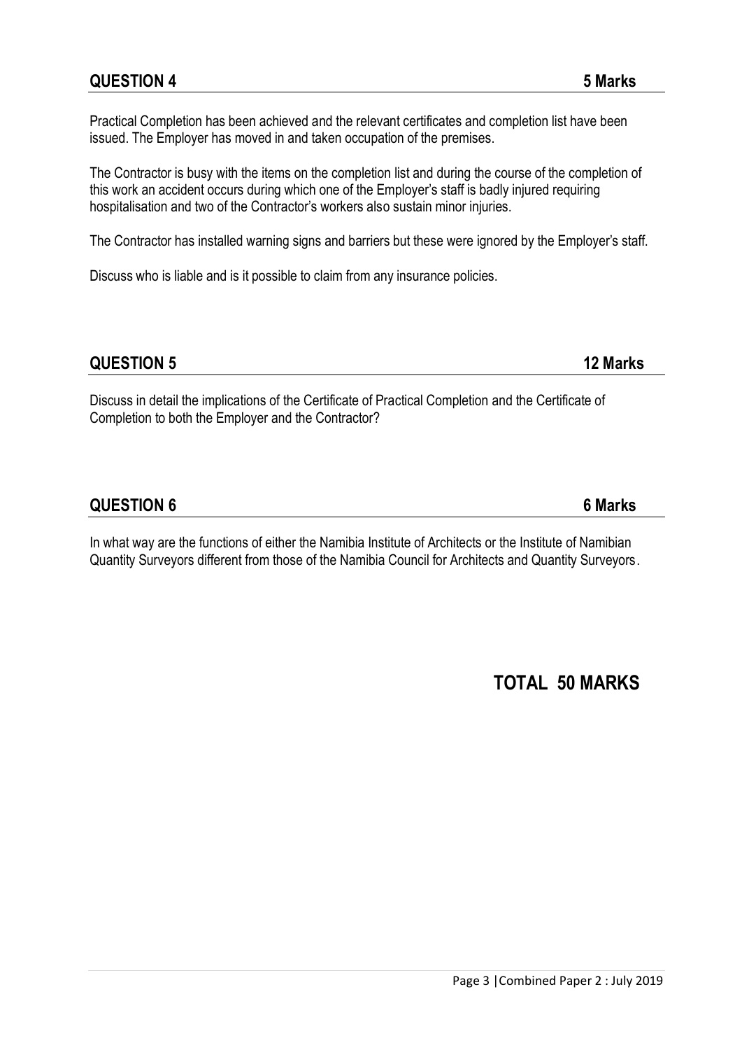## QUESTION 4 5 Marks

Practical Completion has been achieved and the relevant certificates and completion list have been issued. The Employer has moved in and taken occupation of the premises.

The Contractor is busy with the items on the completion list and during the course of the completion of this work an accident occurs during which one of the Employer's staff is badly injured requiring hospitalisation and two of the Contractor's workers also sustain minor injuries.

The Contractor has installed warning signs and barriers but these were ignored by the Employer's staff.

Discuss who is liable and is it possible to claim from any insurance policies.

## QUESTION 5 12 Marks

Discuss in detail the implications of the Certificate of Practical Completion and the Certificate of Completion to both the Employer and the Contractor?

## QUESTION 6 6 Marks

In what way are the functions of either the Namibia Institute of Architects or the Institute of Namibian Quantity Surveyors different from those of the Namibia Council for Architects and Quantity Surveyors.

# TOTAL 50 MARKS